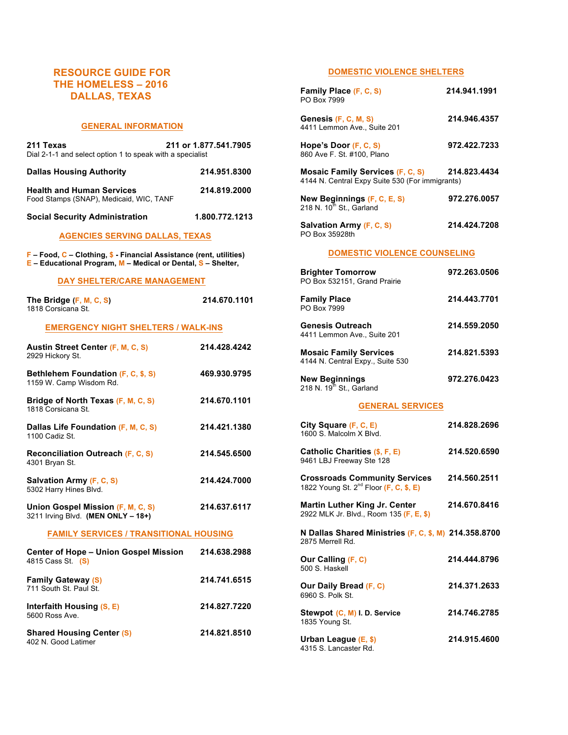# RESOURCE GUIDE FOR THE HOMELESS – 2016 DALLAS, TEXAS

## GENERAL INFORMATION

**211 Texas** — 211 or 1.877.541.7905
Dial 2-1-1 and select option 1 to speak with a specialist

**Dallas Housing Authority** — 214.951.8300

**Health and Human Services** — 214.819.2000
Food Stamps (SNAP), Medicaid, WIC, TANF

**Social Security Administration** — 1.800.772.1213

## AGENCIES SERVING DALLAS, TEXAS

**F – Food, C – Clothing, $ - Financial Assistance (rent, utilities)**
**E – Educational Program, M – Medical or Dental, S – Shelter,**

## DAY SHELTER/CARE MANAGEMENT

**The Bridge (F, M, C, S)** — 214.670.1101
1818 Corsicana St.

## EMERGENCY NIGHT SHELTERS / WALK-INS

**Austin Street Center (F, M, C, S)** — 214.428.4242
2929 Hickory St.

**Bethlehem Foundation (F, C, $, S)** — 469.930.9795
1159 W. Camp Wisdom Rd.

**Bridge of North Texas (F, M, C, S)** — 214.670.1101
1818 Corsicana St.

**Dallas Life Foundation (F, M, C, S)** — 214.421.1380
1100 Cadiz St.

**Reconciliation Outreach (F, C, S)** — 214.545.6500
4301 Bryan St.

**Salvation Army (F, C, S)** — 214.424.7000
5302 Harry Hines Blvd.

**Union Gospel Mission (F, M, C, S)** — 214.637.6117
3211 Irving Blvd. **(MEN ONLY – 18+)**

## FAMILY SERVICES / TRANSITIONAL HOUSING

**Center of Hope – Union Gospel Mission** — 214.638.2988
4815 Cass St. (S)

**Family Gateway (S)** — 214.741.6515
711 South St. Paul St.

**Interfaith Housing (S, E)** — 214.827.7220
5600 Ross Ave.

**Shared Housing Center (S)** — 214.821.8510
402 N. Good Latimer

## DOMESTIC VIOLENCE SHELTERS

**Family Place (F, C, S)** — 214.941.1991
PO Box 7999

**Genesis (F, C, M, S)** — 214.946.4357
4411 Lemmon Ave., Suite 201

**Hope's Door (F, C, S)** — 972.422.7233
860 Ave F. St. #100, Plano

**Mosaic Family Services (F, C, S)** — 214.823.4434
4144 N. Central Expy Suite 530 (For immigrants)

**New Beginnings (F, C, E, S)** — 972.276.0057
218 N. 10th St., Garland

**Salvation Army (F, C, S)** — 214.424.7208
PO Box 35928th

## DOMESTIC VIOLENCE COUNSELING

**Brighter Tomorrow** — 972.263.0506
PO Box 532151, Grand Prairie

**Family Place** — 214.443.7701
PO Box 7999

**Genesis Outreach** — 214.559.2050
4411 Lemmon Ave., Suite 201

**Mosaic Family Services** — 214.821.5393
4144 N. Central Expy., Suite 530

**New Beginnings** — 972.276.0423
218 N. 19th St., Garland

## GENERAL SERVICES

**City Square (F, C, E)** — 214.828.2696
1600 S. Malcolm X Blvd.

**Catholic Charities ($, F, E)** — 214.520.6590
9461 LBJ Freeway Ste 128

**Crossroads Community Services** — 214.560.2511
1822 Young St. 2nd Floor (F, C, $, E)

**Martin Luther King Jr. Center** — 214.670.8416
2922 MLK Jr. Blvd., Room 135 (F, E, $)

**N Dallas Shared Ministries (F, C, $, M)** — 214.358.8700
2875 Merrell Rd.

**Our Calling (F, C)** — 214.444.8796
500 S. Haskell

**Our Daily Bread (F, C)** — 214.371.2633
6960 S. Polk St.

**Stewpot (C, M) I. D. Service** — 214.746.2785
1835 Young St.

**Urban League (E, $)** — 214.915.4600
4315 S. Lancaster Rd.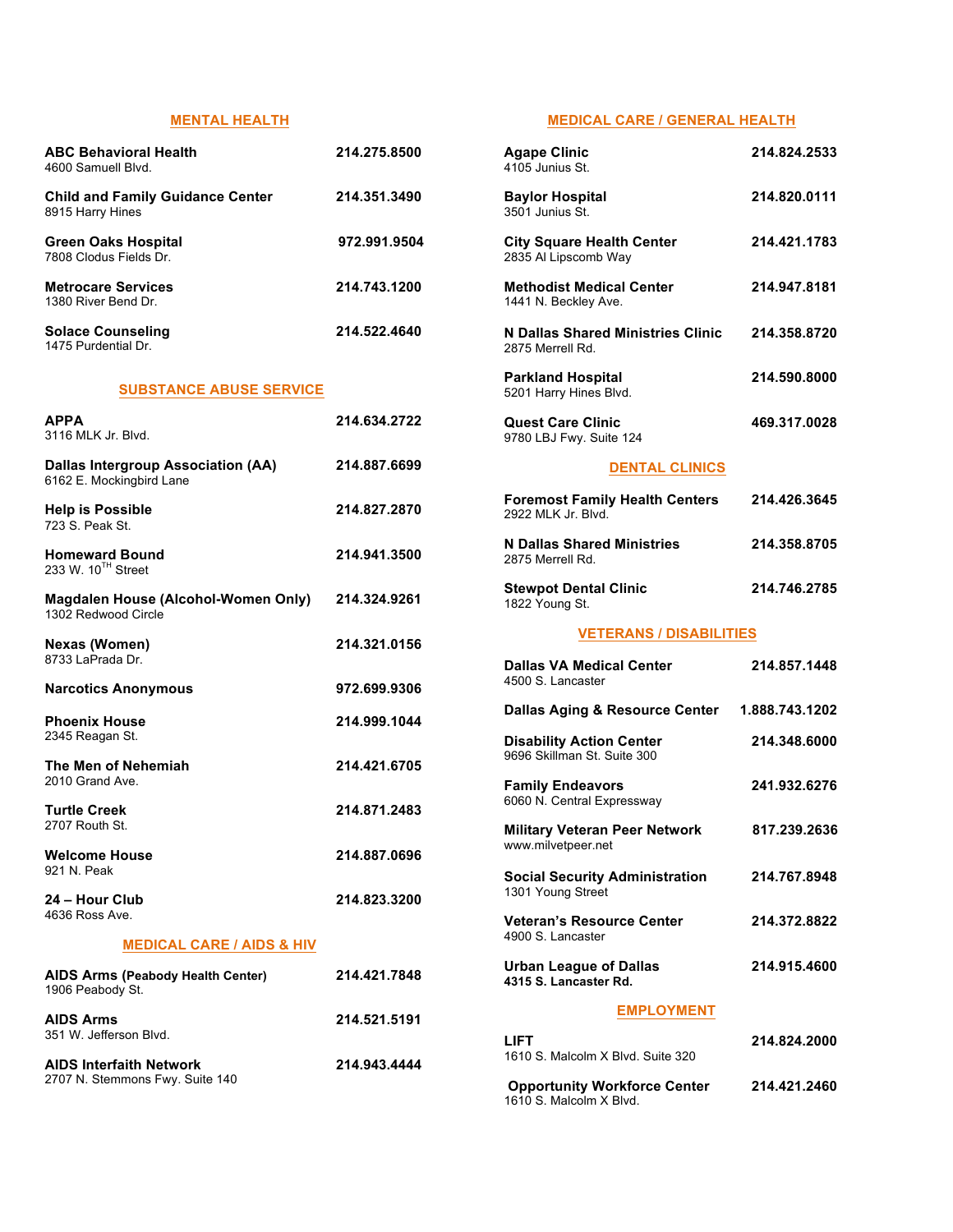## MENTAL HEALTH

**ABC Behavioral Health** — 214.275.8500
4600 Samuell Blvd.

**Child and Family Guidance Center** — 214.351.3490
8915 Harry Hines

**Green Oaks Hospital** — 972.991.9504
7808 Clodus Fields Dr.

**Metrocare Services** — 214.743.1200
1380 River Bend Dr.

**Solace Counseling** — 214.522.4640
1475 Purdential Dr.

## SUBSTANCE ABUSE SERVICE

**APPA** — 214.634.2722
3116 MLK Jr. Blvd.

**Dallas Intergroup Association (AA)** — 214.887.6699
6162 E. Mockingbird Lane

**Help is Possible** — 214.827.2870
723 S. Peak St.

**Homeward Bound** — 214.941.3500
233 W. 10TH Street

**Magdalen House (Alcohol-Women Only)** — 214.324.9261
1302 Redwood Circle

**Nexas (Women)** — 214.321.0156
8733 LaPrada Dr.

**Narcotics Anonymous** — 972.699.9306

**Phoenix House** — 214.999.1044
2345 Reagan St.

**The Men of Nehemiah** — 214.421.6705
2010 Grand Ave.

**Turtle Creek** — 214.871.2483
2707 Routh St.

**Welcome House** — 214.887.0696
921 N. Peak

**24 – Hour Club** — 214.823.3200
4636 Ross Ave.

## MEDICAL CARE / AIDS & HIV

**AIDS Arms (Peabody Health Center)** — 214.421.7848
1906 Peabody St.

**AIDS Arms** — 214.521.5191
351 W. Jefferson Blvd.

**AIDS Interfaith Network** — 214.943.4444
2707 N. Stemmons Fwy. Suite 140

## MEDICAL CARE / GENERAL HEALTH

**Agape Clinic** — 214.824.2533
4105 Junius St.

**Baylor Hospital** — 214.820.0111
3501 Junius St.

**City Square Health Center** — 214.421.1783
2835 Al Lipscomb Way

**Methodist Medical Center** — 214.947.8181
1441 N. Beckley Ave.

**N Dallas Shared Ministries Clinic** — 214.358.8720
2875 Merrell Rd.

**Parkland Hospital** — 214.590.8000
5201 Harry Hines Blvd.

**Quest Care Clinic** — 469.317.0028
9780 LBJ Fwy. Suite 124

## DENTAL CLINICS

**Foremost Family Health Centers** — 214.426.3645
2922 MLK Jr. Blvd.

**N Dallas Shared Ministries** — 214.358.8705
2875 Merrell Rd.

**Stewpot Dental Clinic** — 214.746.2785
1822 Young St.

## VETERANS / DISABILITIES

**Dallas VA Medical Center** — 214.857.1448
4500 S. Lancaster

**Dallas Aging & Resource Center** — 1.888.743.1202

**Disability Action Center** — 214.348.6000
9696 Skillman St. Suite 300

**Family Endeavors** — 241.932.6276
6060 N. Central Expressway

**Military Veteran Peer Network** — 817.239.2636
www.milvetpeer.net

**Social Security Administration** — 214.767.8948
1301 Young Street

**Veteran's Resource Center** — 214.372.8822
4900 S. Lancaster

**Urban League of Dallas** — 214.915.4600
**4315 S. Lancaster Rd.**

## EMPLOYMENT

**LIFT** — 214.824.2000
1610 S. Malcolm X Blvd. Suite 320

**Opportunity Workforce Center** — 214.421.2460
1610 S. Malcolm X Blvd.